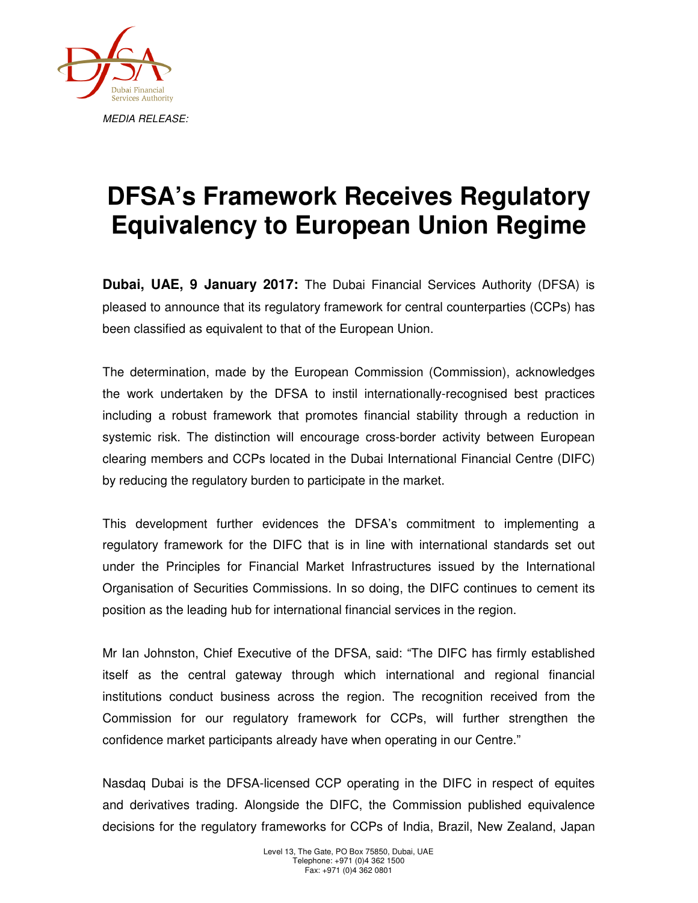*MEDIA RELEASE:*

# DFSA's Framework Receives Regulatory Equivalency to European Union Regime

**Dubai, UAE, 9 January 2017:** The Dubai Financial Services Authority (DFSA) is pleased to announce that its regulatory framework for central counterparties (CCPs) has been classified as equivalent to that of the European Union.

The determination, made by the European Commission (Commission), acknowledges the work undertaken by the DFSA to instil internationally-recognised best practices including a robust framework that promotes financial stability through a reduction in systemic risk. The distinction will encourage cross-border activity between European clearing members and CCPs located in the Dubai International Financial Centre (DIFC) by reducing the regulatory burden to participate in the market.

This development further evidences the DFSA's commitment to implementing a regulatory framework for the DIFC that is in line with international standards set out under the Principles for Financial Market Infrastructures issued by the International Organisation of Securities Commissions. In so doing, the DIFC continues to cement its position as the leading hub for international financial services in the region.

Mr Ian Johnston, Chief Executive of the DFSA, said: "The DIFC has firmly established itself as the central gateway through which international and regional financial institutions conduct business across the region. The recognition received from the Commission for our regulatory framework for CCPs, will further strengthen the confidence market participants already have when operating in our Centre."

Nasdaq Dubai is the DFSA-licensed CCP operating in the DIFC in respect of equites and derivatives trading. Alongside the DIFC, the Commission published equivalence decisions for the regulatory frameworks for CCPs of India, Brazil, New Zealand, Japan

Level 13, The Gate, PO Box 75850, Dubai, UAE
Telephone: +971 (0)4 362 1500
Fax: +971 (0)4 362 0801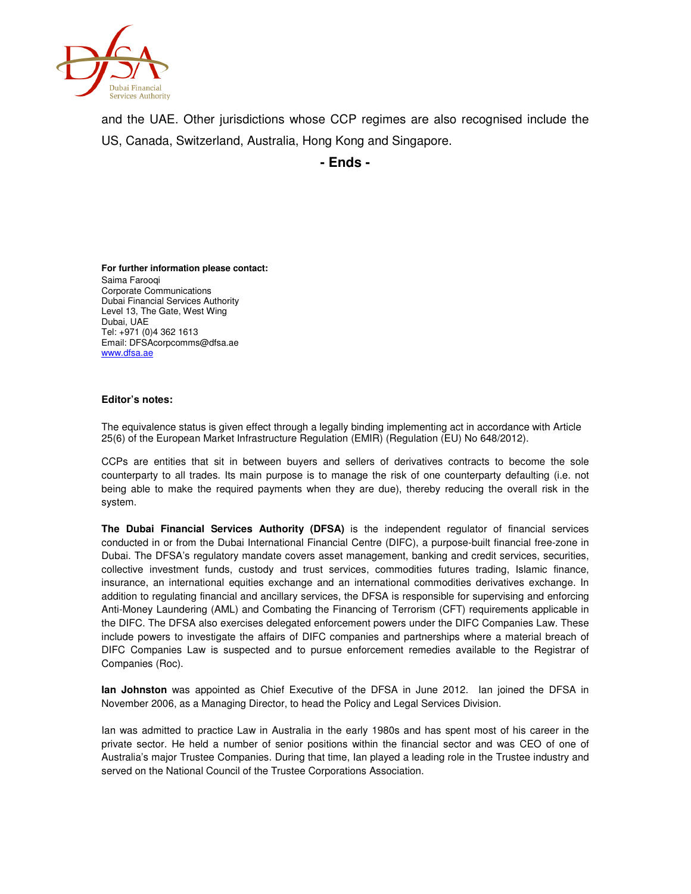and the UAE. Other jurisdictions whose CCP regimes are also recognised include the US, Canada, Switzerland, Australia, Hong Kong and Singapore.

**- Ends -**

**For further information please contact:**
Saima Farooqi
Corporate Communications
Dubai Financial Services Authority
Level 13, The Gate, West Wing
Dubai, UAE
Tel: +971 (0)4 362 1613
Email: DFSAcorpcomms@dfsa.ae
www.dfsa.ae

**Editor's notes:**

The equivalence status is given effect through a legally binding implementing act in accordance with Article 25(6) of the European Market Infrastructure Regulation (EMIR) (Regulation (EU) No 648/2012).

CCPs are entities that sit in between buyers and sellers of derivatives contracts to become the sole counterparty to all trades. Its main purpose is to manage the risk of one counterparty defaulting (i.e. not being able to make the required payments when they are due), thereby reducing the overall risk in the system.

**The Dubai Financial Services Authority (DFSA)** is the independent regulator of financial services conducted in or from the Dubai International Financial Centre (DIFC), a purpose-built financial free-zone in Dubai. The DFSA's regulatory mandate covers asset management, banking and credit services, securities, collective investment funds, custody and trust services, commodities futures trading, Islamic finance, insurance, an international equities exchange and an international commodities derivatives exchange. In addition to regulating financial and ancillary services, the DFSA is responsible for supervising and enforcing Anti-Money Laundering (AML) and Combating the Financing of Terrorism (CFT) requirements applicable in the DIFC. The DFSA also exercises delegated enforcement powers under the DIFC Companies Law. These include powers to investigate the affairs of DIFC companies and partnerships where a material breach of DIFC Companies Law is suspected and to pursue enforcement remedies available to the Registrar of Companies (Roc).

**Ian Johnston** was appointed as Chief Executive of the DFSA in June 2012. Ian joined the DFSA in November 2006, as a Managing Director, to head the Policy and Legal Services Division.

Ian was admitted to practice Law in Australia in the early 1980s and has spent most of his career in the private sector. He held a number of senior positions within the financial sector and was CEO of one of Australia's major Trustee Companies. During that time, Ian played a leading role in the Trustee industry and served on the National Council of the Trustee Corporations Association.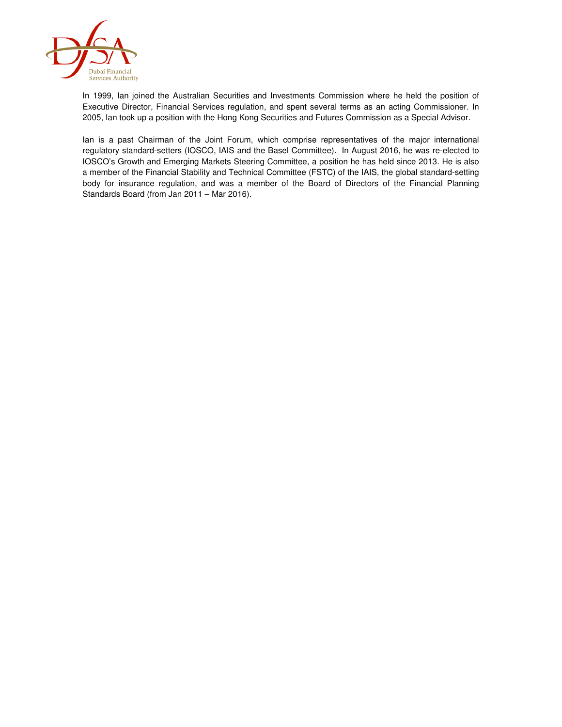In 1999, Ian joined the Australian Securities and Investments Commission where he held the position of Executive Director, Financial Services regulation, and spent several terms as an acting Commissioner. In 2005, Ian took up a position with the Hong Kong Securities and Futures Commission as a Special Advisor.

Ian is a past Chairman of the Joint Forum, which comprise representatives of the major international regulatory standard-setters (IOSCO, IAIS and the Basel Committee). In August 2016, he was re-elected to IOSCO's Growth and Emerging Markets Steering Committee, a position he has held since 2013. He is also a member of the Financial Stability and Technical Committee (FSTC) of the IAIS, the global standard-setting body for insurance regulation, and was a member of the Board of Directors of the Financial Planning Standards Board (from Jan 2011 – Mar 2016).